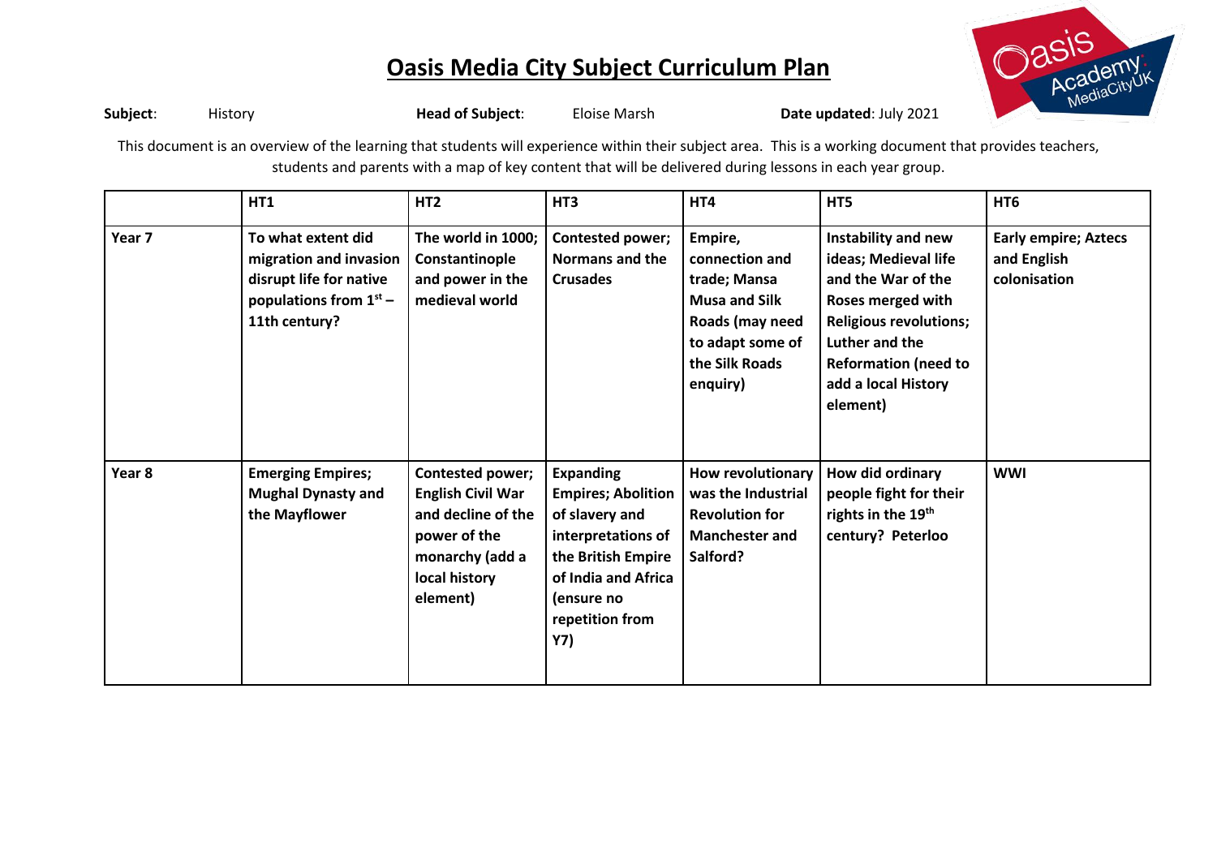# Oasis Media City Subject Curriculum Plan

**Subject**: History **Head of Subject**: Eloise Marsh **Date updated**: July 2021

This document is an overview of the learning that students will experience within their subject area. This is a working document that provides teachers, students and parents with a map of key content that will be delivered during lessons in each year group.

| | HT1 | HT2 | HT3 | HT4 | HT5 | HT6 |
|---|---|---|---|---|---|---|
| Year 7 | **To what extent did migration and invasion disrupt life for native populations from 1st – 11th century?** | **The world in 1000; Constantinople and power in the medieval world** | **Contested power; Normans and the Crusades** | **Empire, connection and trade; Mansa Musa and Silk Roads (may need to adapt some of the Silk Roads enquiry)** | **Instability and new ideas; Medieval life and the War of the Roses merged with Religious revolutions; Luther and the Reformation (need to add a local History element)** | **Early empire; Aztecs and English colonisation** |
| Year 8 | **Emerging Empires; Mughal Dynasty and the Mayflower** | **Contested power; English Civil War and decline of the power of the monarchy (add a local history element)** | **Expanding Empires; Abolition of slavery and interpretations of the British Empire of India and Africa (ensure no repetition from Y7)** | **How revolutionary was the Industrial Revolution for Manchester and Salford?** | **How did ordinary people fight for their rights in the 19th century? Peterloo** | **WWI** |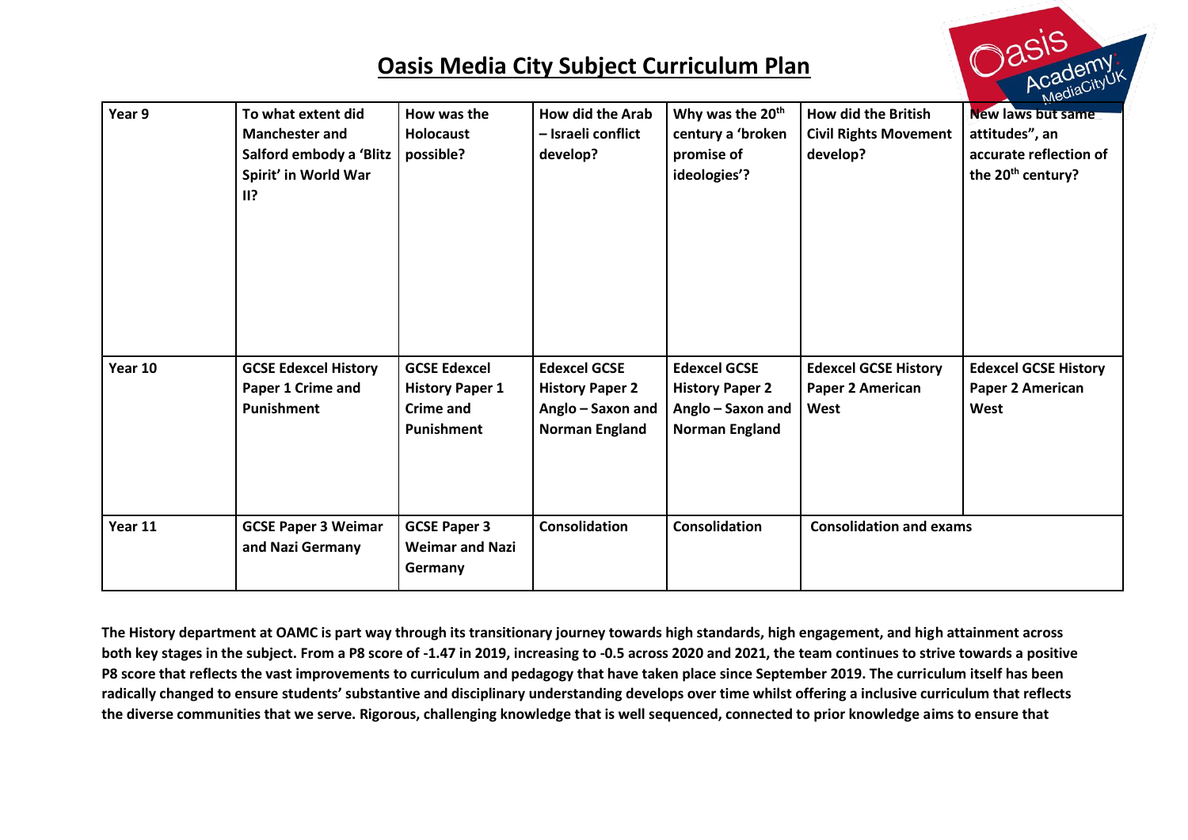# Oasis Media City Subject Curriculum Plan

| Year 9 | To what extent did Manchester and Salford embody a 'Blitz Spirit' in World War II? | How was the Holocaust possible? | How did the Arab – Israeli conflict develop? | Why was the 20th century a 'broken promise of ideologies'? | How did the British Civil Rights Movement develop? | New laws but same attitudes", an accurate reflection of the 20th century? |
|---|---|---|---|---|---|---|
| Year 10 | GCSE Edexcel History Paper 1 Crime and Punishment | GCSE Edexcel History Paper 1 Crime and Punishment | Edexcel GCSE History Paper 2 Anglo – Saxon and Norman England | Edexcel GCSE History Paper 2 Anglo – Saxon and Norman England | Edexcel GCSE History Paper 2 American West | Edexcel GCSE History Paper 2 American West |
| Year 11 | GCSE Paper 3 Weimar and Nazi Germany | GCSE Paper 3 Weimar and Nazi Germany | Consolidation | Consolidation | Consolidation and exams | |

**The History department at OAMC is part way through its transitionary journey towards high standards, high engagement, and high attainment across both key stages in the subject. From a P8 score of -1.47 in 2019, increasing to -0.5 across 2020 and 2021, the team continues to strive towards a positive P8 score that reflects the vast improvements to curriculum and pedagogy that have taken place since September 2019. The curriculum itself has been radically changed to ensure students' substantive and disciplinary understanding develops over time whilst offering a inclusive curriculum that reflects the diverse communities that we serve. Rigorous, challenging knowledge that is well sequenced, connected to prior knowledge aims to ensure that**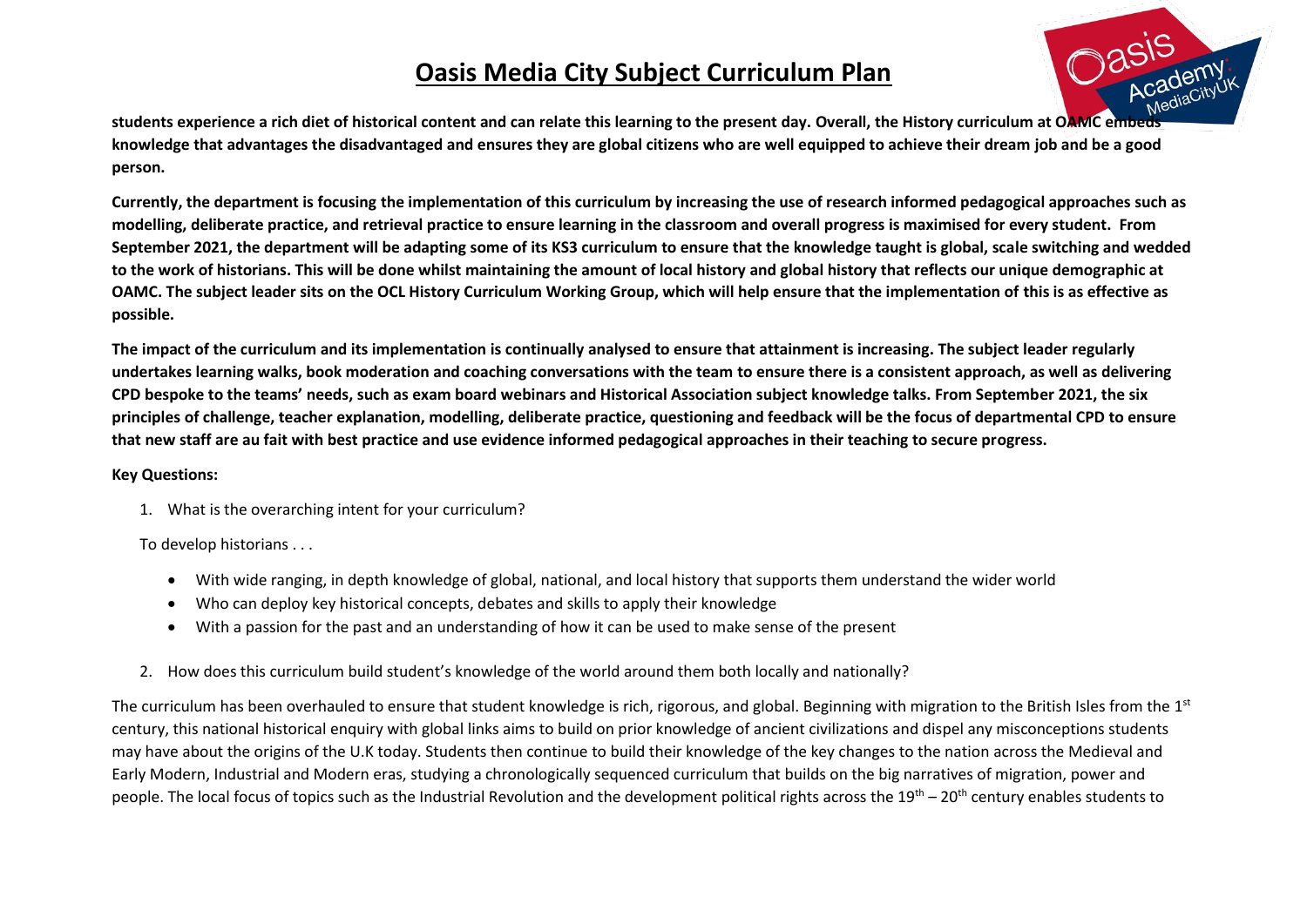# Oasis Media City Subject Curriculum Plan

**students experience a rich diet of historical content and can relate this learning to the present day. Overall, the History curriculum at OAMC embeds knowledge that advantages the disadvantaged and ensures they are global citizens who are well equipped to achieve their dream job and be a good person.**

**Currently, the department is focusing the implementation of this curriculum by increasing the use of research informed pedagogical approaches such as modelling, deliberate practice, and retrieval practice to ensure learning in the classroom and overall progress is maximised for every student. From September 2021, the department will be adapting some of its KS3 curriculum to ensure that the knowledge taught is global, scale switching and wedded to the work of historians. This will be done whilst maintaining the amount of local history and global history that reflects our unique demographic at OAMC. The subject leader sits on the OCL History Curriculum Working Group, which will help ensure that the implementation of this is as effective as possible.**

**The impact of the curriculum and its implementation is continually analysed to ensure that attainment is increasing. The subject leader regularly undertakes learning walks, book moderation and coaching conversations with the team to ensure there is a consistent approach, as well as delivering CPD bespoke to the teams' needs, such as exam board webinars and Historical Association subject knowledge talks. From September 2021, the six principles of challenge, teacher explanation, modelling, deliberate practice, questioning and feedback will be the focus of departmental CPD to ensure that new staff are au fait with best practice and use evidence informed pedagogical approaches in their teaching to secure progress.**

**Key Questions:**

1. What is the overarching intent for your curriculum?

   To develop historians . . .

   - With wide ranging, in depth knowledge of global, national, and local history that supports them understand the wider world
   - Who can deploy key historical concepts, debates and skills to apply their knowledge
   - With a passion for the past and an understanding of how it can be used to make sense of the present

2. How does this curriculum build student's knowledge of the world around them both locally and nationally?

The curriculum has been overhauled to ensure that student knowledge is rich, rigorous, and global. Beginning with migration to the British Isles from the 1st century, this national historical enquiry with global links aims to build on prior knowledge of ancient civilizations and dispel any misconceptions students may have about the origins of the U.K today. Students then continue to build their knowledge of the key changes to the nation across the Medieval and Early Modern, Industrial and Modern eras, studying a chronologically sequenced curriculum that builds on the big narratives of migration, power and people. The local focus of topics such as the Industrial Revolution and the development political rights across the 19th – 20th century enables students to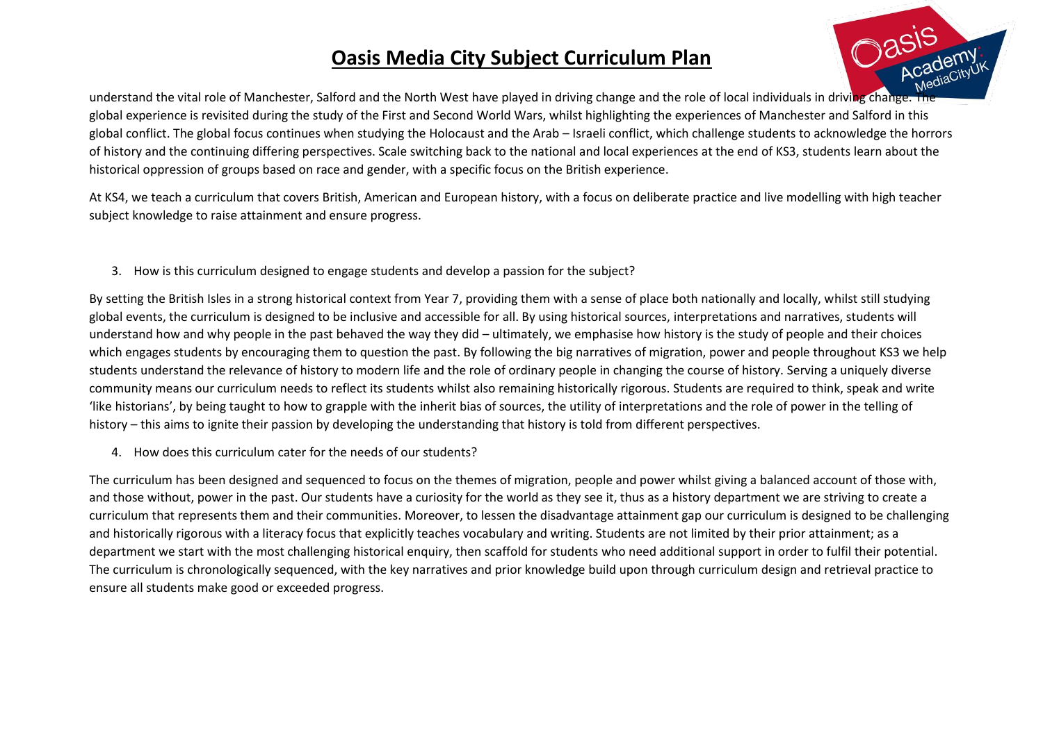understand the vital role of Manchester, Salford and the North West have played in driving change and the role of local individuals in driving change. The global experience is revisited during the study of the First and Second World Wars, whilst highlighting the experiences of Manchester and Salford in this global conflict. The global focus continues when studying the Holocaust and the Arab – Israeli conflict, which challenge students to acknowledge the horrors of history and the continuing differing perspectives. Scale switching back to the national and local experiences at the end of KS3, students learn about the historical oppression of groups based on race and gender, with a specific focus on the British experience.

At KS4, we teach a curriculum that covers British, American and European history, with a focus on deliberate practice and live modelling with high teacher subject knowledge to raise attainment and ensure progress.

3. How is this curriculum designed to engage students and develop a passion for the subject?

By setting the British Isles in a strong historical context from Year 7, providing them with a sense of place both nationally and locally, whilst still studying global events, the curriculum is designed to be inclusive and accessible for all. By using historical sources, interpretations and narratives, students will understand how and why people in the past behaved the way they did – ultimately, we emphasise how history is the study of people and their choices which engages students by encouraging them to question the past. By following the big narratives of migration, power and people throughout KS3 we help students understand the relevance of history to modern life and the role of ordinary people in changing the course of history. Serving a uniquely diverse community means our curriculum needs to reflect its students whilst also remaining historically rigorous. Students are required to think, speak and write 'like historians', by being taught to how to grapple with the inherit bias of sources, the utility of interpretations and the role of power in the telling of history – this aims to ignite their passion by developing the understanding that history is told from different perspectives.

4. How does this curriculum cater for the needs of our students?

The curriculum has been designed and sequenced to focus on the themes of migration, people and power whilst giving a balanced account of those with, and those without, power in the past. Our students have a curiosity for the world as they see it, thus as a history department we are striving to create a curriculum that represents them and their communities. Moreover, to lessen the disadvantage attainment gap our curriculum is designed to be challenging and historically rigorous with a literacy focus that explicitly teaches vocabulary and writing. Students are not limited by their prior attainment; as a department we start with the most challenging historical enquiry, then scaffold for students who need additional support in order to fulfil their potential. The curriculum is chronologically sequenced, with the key narratives and prior knowledge build upon through curriculum design and retrieval practice to ensure all students make good or exceeded progress.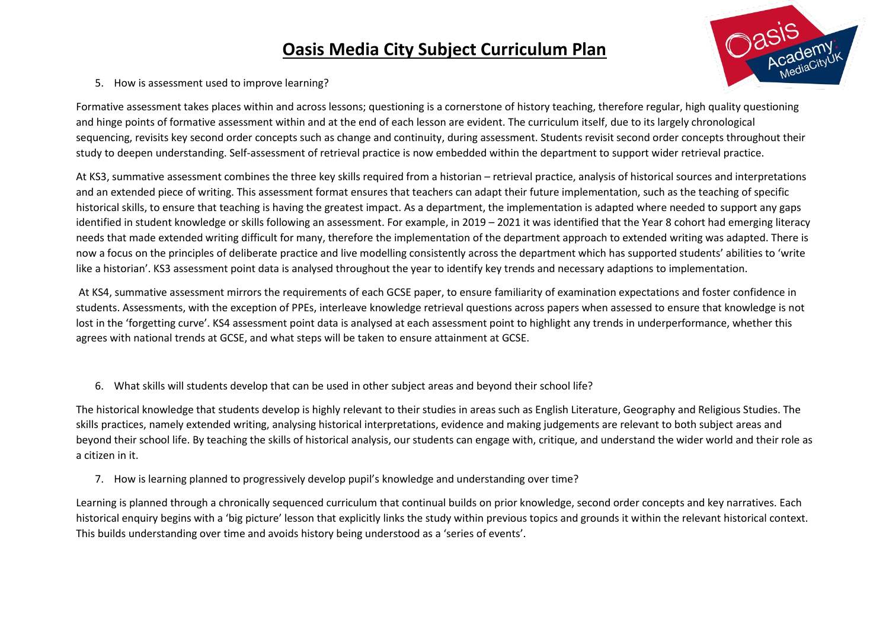# Oasis Media City Subject Curriculum Plan

5. How is assessment used to improve learning?

Formative assessment takes places within and across lessons; questioning is a cornerstone of history teaching, therefore regular, high quality questioning and hinge points of formative assessment within and at the end of each lesson are evident. The curriculum itself, due to its largely chronological sequencing, revisits key second order concepts such as change and continuity, during assessment. Students revisit second order concepts throughout their study to deepen understanding. Self-assessment of retrieval practice is now embedded within the department to support wider retrieval practice.

At KS3, summative assessment combines the three key skills required from a historian – retrieval practice, analysis of historical sources and interpretations and an extended piece of writing. This assessment format ensures that teachers can adapt their future implementation, such as the teaching of specific historical skills, to ensure that teaching is having the greatest impact. As a department, the implementation is adapted where needed to support any gaps identified in student knowledge or skills following an assessment. For example, in 2019 – 2021 it was identified that the Year 8 cohort had emerging literacy needs that made extended writing difficult for many, therefore the implementation of the department approach to extended writing was adapted. There is now a focus on the principles of deliberate practice and live modelling consistently across the department which has supported students' abilities to 'write like a historian'. KS3 assessment point data is analysed throughout the year to identify key trends and necessary adaptions to implementation.

At KS4, summative assessment mirrors the requirements of each GCSE paper, to ensure familiarity of examination expectations and foster confidence in students. Assessments, with the exception of PPEs, interleave knowledge retrieval questions across papers when assessed to ensure that knowledge is not lost in the 'forgetting curve'. KS4 assessment point data is analysed at each assessment point to highlight any trends in underperformance, whether this agrees with national trends at GCSE, and what steps will be taken to ensure attainment at GCSE.

6. What skills will students develop that can be used in other subject areas and beyond their school life?

The historical knowledge that students develop is highly relevant to their studies in areas such as English Literature, Geography and Religious Studies. The skills practices, namely extended writing, analysing historical interpretations, evidence and making judgements are relevant to both subject areas and beyond their school life. By teaching the skills of historical analysis, our students can engage with, critique, and understand the wider world and their role as a citizen in it.

7. How is learning planned to progressively develop pupil's knowledge and understanding over time?

Learning is planned through a chronically sequenced curriculum that continual builds on prior knowledge, second order concepts and key narratives. Each historical enquiry begins with a 'big picture' lesson that explicitly links the study within previous topics and grounds it within the relevant historical context. This builds understanding over time and avoids history being understood as a 'series of events'.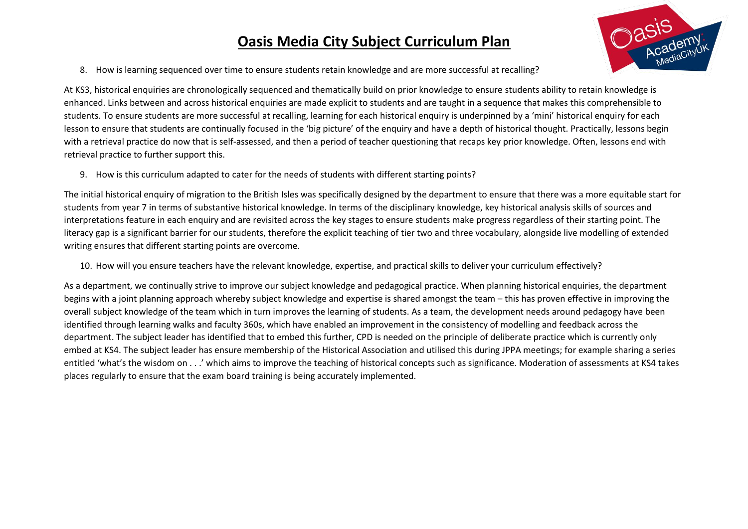# Oasis Media City Subject Curriculum Plan

8. How is learning sequenced over time to ensure students retain knowledge and are more successful at recalling?

At KS3, historical enquiries are chronologically sequenced and thematically build on prior knowledge to ensure students ability to retain knowledge is enhanced. Links between and across historical enquiries are made explicit to students and are taught in a sequence that makes this comprehensible to students. To ensure students are more successful at recalling, learning for each historical enquiry is underpinned by a 'mini' historical enquiry for each lesson to ensure that students are continually focused in the 'big picture' of the enquiry and have a depth of historical thought. Practically, lessons begin with a retrieval practice do now that is self-assessed, and then a period of teacher questioning that recaps key prior knowledge. Often, lessons end with retrieval practice to further support this.

9. How is this curriculum adapted to cater for the needs of students with different starting points?

The initial historical enquiry of migration to the British Isles was specifically designed by the department to ensure that there was a more equitable start for students from year 7 in terms of substantive historical knowledge. In terms of the disciplinary knowledge, key historical analysis skills of sources and interpretations feature in each enquiry and are revisited across the key stages to ensure students make progress regardless of their starting point. The literacy gap is a significant barrier for our students, therefore the explicit teaching of tier two and three vocabulary, alongside live modelling of extended writing ensures that different starting points are overcome.

10. How will you ensure teachers have the relevant knowledge, expertise, and practical skills to deliver your curriculum effectively?

As a department, we continually strive to improve our subject knowledge and pedagogical practice. When planning historical enquiries, the department begins with a joint planning approach whereby subject knowledge and expertise is shared amongst the team – this has proven effective in improving the overall subject knowledge of the team which in turn improves the learning of students. As a team, the development needs around pedagogy have been identified through learning walks and faculty 360s, which have enabled an improvement in the consistency of modelling and feedback across the department. The subject leader has identified that to embed this further, CPD is needed on the principle of deliberate practice which is currently only embed at KS4. The subject leader has ensure membership of the Historical Association and utilised this during JPPA meetings; for example sharing a series entitled 'what's the wisdom on . . .' which aims to improve the teaching of historical concepts such as significance. Moderation of assessments at KS4 takes places regularly to ensure that the exam board training is being accurately implemented.